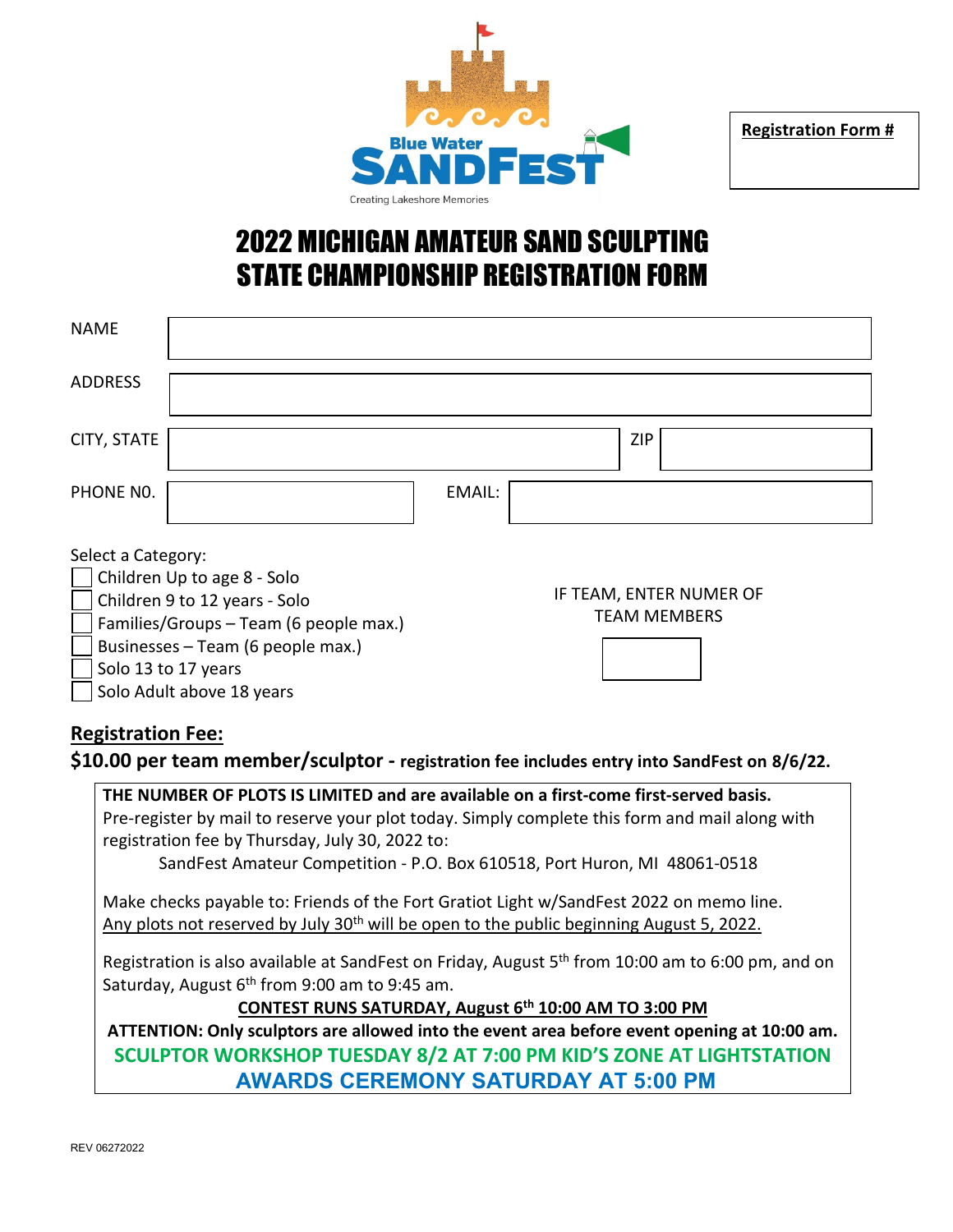Blue Water SANDFEST

Creating Lakeshore Memories

**Registration Form #**

# 2022 MICHIGAN AMATEUR SAND SCULPTING STATE CHAMPIONSHIP REGISTRATION FORM

NAME

ADDRESS

CITY, STATE | ZIP

PHONE NO. | EMAIL:

Select a Category:

- ☐ Children Up to age 8 - Solo
- ☐ Children 9 to 12 years - Solo
- ☐ Families/Groups – Team (6 people max.)
- ☐ Businesses – Team (6 people max.)
- ☐ Solo 13 to 17 years
- ☐ Solo Adult above 18 years

IF TEAM, ENTER NUMER OF TEAM MEMBERS

## Registration Fee:

**$10.00 per team member/sculptor - registration fee includes entry into SandFest on 8/6/22.**

**THE NUMBER OF PLOTS IS LIMITED and are available on a first-come first-served basis.**
Pre-register by mail to reserve your plot today. Simply complete this form and mail along with registration fee by Thursday, July 30, 2022 to:

SandFest Amateur Competition - P.O. Box 610518, Port Huron, MI 48061-0518

Make checks payable to: Friends of the Fort Gratiot Light w/SandFest 2022 on memo line.
Any plots not reserved by July 30th will be open to the public beginning August 5, 2022.

Registration is also available at SandFest on Friday, August 5th from 10:00 am to 6:00 pm, and on Saturday, August 6th from 9:00 am to 9:45 am.

**CONTEST RUNS SATURDAY, August 6th 10:00 AM TO 3:00 PM**

**ATTENTION: Only sculptors are allowed into the event area before event opening at 10:00 am.**

**SCULPTOR WORKSHOP TUESDAY 8/2 AT 7:00 PM KID'S ZONE AT LIGHTSTATION**

**AWARDS CEREMONY SATURDAY AT 5:00 PM**

REV 06272022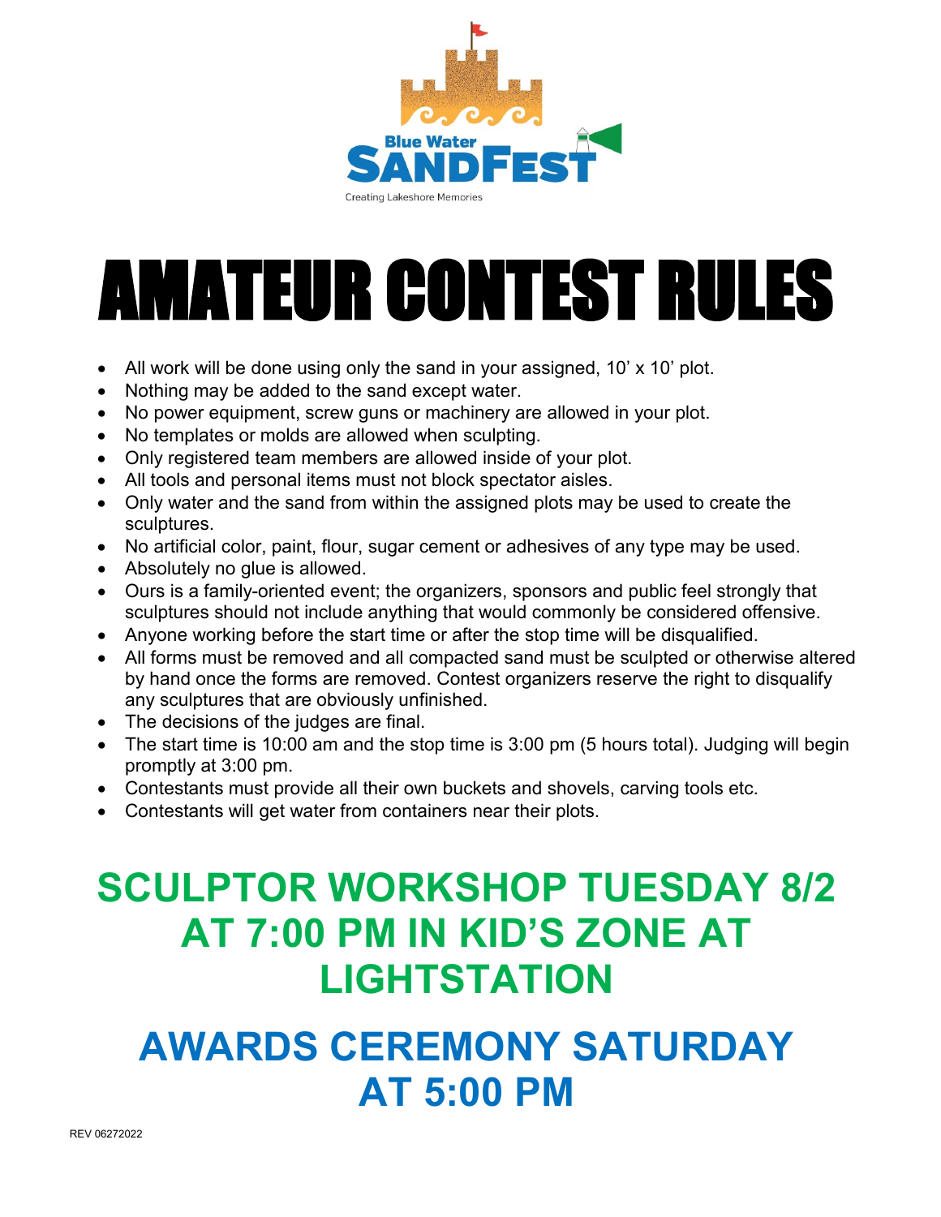Blue Water SANDFEST

Creating Lakeshore Memories

# AMATEUR CONTEST RULES

- All work will be done using only the sand in your assigned, 10' x 10' plot.
- Nothing may be added to the sand except water.
- No power equipment, screw guns or machinery are allowed in your plot.
- No templates or molds are allowed when sculpting.
- Only registered team members are allowed inside of your plot.
- All tools and personal items must not block spectator aisles.
- Only water and the sand from within the assigned plots may be used to create the sculptures.
- No artificial color, paint, flour, sugar cement or adhesives of any type may be used.
- Absolutely no glue is allowed.
- Ours is a family-oriented event; the organizers, sponsors and public feel strongly that sculptures should not include anything that would commonly be considered offensive.
- Anyone working before the start time or after the stop time will be disqualified.
- All forms must be removed and all compacted sand must be sculpted or otherwise altered by hand once the forms are removed. Contest organizers reserve the right to disqualify any sculptures that are obviously unfinished.
- The decisions of the judges are final.
- The start time is 10:00 am and the stop time is 3:00 pm (5 hours total). Judging will begin promptly at 3:00 pm.
- Contestants must provide all their own buckets and shovels, carving tools etc.
- Contestants will get water from containers near their plots.

## SCULPTOR WORKSHOP TUESDAY 8/2 AT 7:00 PM IN KID'S ZONE AT LIGHTSTATION

## AWARDS CEREMONY SATURDAY AT 5:00 PM

REV 06272022